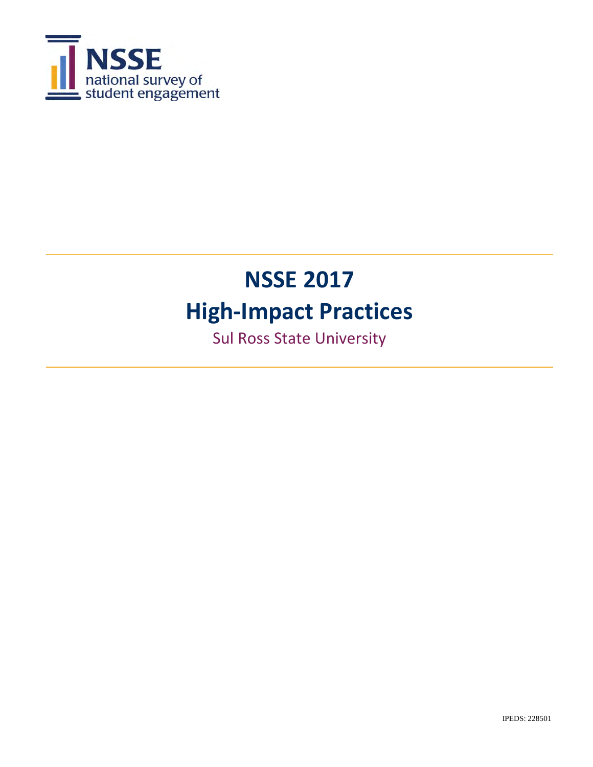NSSE
national survey of
student engagement

# NSSE 2017
# High-Impact Practices

Sul Ross State University

IPEDS: 228501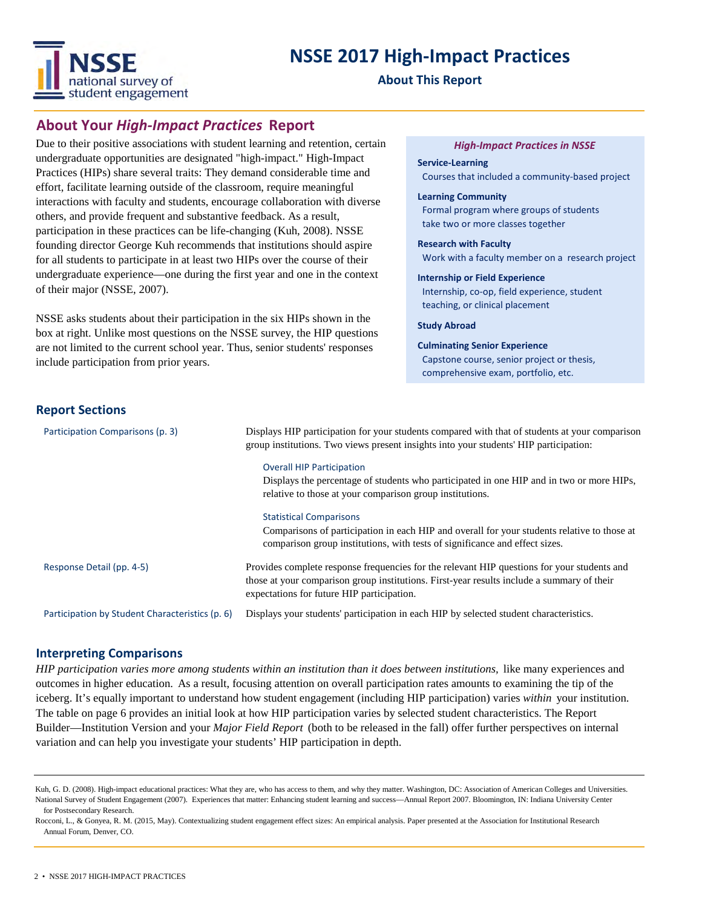# NSSE 2017 High-Impact Practices

**About This Report**

## About Your *High-Impact Practices* Report

Due to their positive associations with student learning and retention, certain undergraduate opportunities are designated "high-impact." High-Impact Practices (HIPs) share several traits: They demand considerable time and effort, facilitate learning outside of the classroom, require meaningful interactions with faculty and students, encourage collaboration with diverse others, and provide frequent and substantive feedback. As a result, participation in these practices can be life-changing (Kuh, 2008). NSSE founding director George Kuh recommends that institutions should aspire for all students to participate in at least two HIPs over the course of their undergraduate experience—one during the first year and one in the context of their major (NSSE, 2007).

NSSE asks students about their participation in the six HIPs shown in the box at right. Unlike most questions on the NSSE survey, the HIP questions are not limited to the current school year. Thus, senior students' responses include participation from prior years.

***High-Impact Practices in NSSE***

**Service-Learning**
Courses that included a community-based project

**Learning Community**
Formal program where groups of students take two or more classes together

**Research with Faculty**
Work with a faculty member on a research project

**Internship or Field Experience**
Internship, co-op, field experience, student teaching, or clinical placement

**Study Abroad**

**Culminating Senior Experience**
Capstone course, senior project or thesis, comprehensive exam, portfolio, etc.

## Report Sections

**Participation Comparisons (p. 3)**
Displays HIP participation for your students compared with that of students at your comparison group institutions. Two views present insights into your students' HIP participation:

- Overall HIP Participation
  Displays the percentage of students who participated in one HIP and in two or more HIPs, relative to those at your comparison group institutions.
- Statistical Comparisons
  Comparisons of participation in each HIP and overall for your students relative to those at comparison group institutions, with tests of significance and effect sizes.

**Response Detail (pp. 4-5)**
Provides complete response frequencies for the relevant HIP questions for your students and those at your comparison group institutions. First-year results include a summary of their expectations for future HIP participation.

**Participation by Student Characteristics (p. 6)**
Displays your students' participation in each HIP by selected student characteristics.

## Interpreting Comparisons

*HIP participation varies more among students within an institution than it does between institutions,* like many experiences and outcomes in higher education. As a result, focusing attention on overall participation rates amounts to examining the tip of the iceberg. It's equally important to understand how student engagement (including HIP participation) varies *within* your institution. The table on page 6 provides an initial look at how HIP participation varies by selected student characteristics. The Report Builder—Institution Version and your *Major Field Report* (both to be released in the fall) offer further perspectives on internal variation and can help you investigate your students' HIP participation in depth.

---

Kuh, G. D. (2008). High-impact educational practices: What they are, who has access to them, and why they matter. Washington, DC: Association of American Colleges and Universities.

National Survey of Student Engagement (2007). Experiences that matter: Enhancing student learning and success—Annual Report 2007. Bloomington, IN: Indiana University Center for Postsecondary Research.

Rocconi, L., & Gonyea, R. M. (2015, May). Contextualizing student engagement effect sizes: An empirical analysis. Paper presented at the Association for Institutional Research Annual Forum, Denver, CO.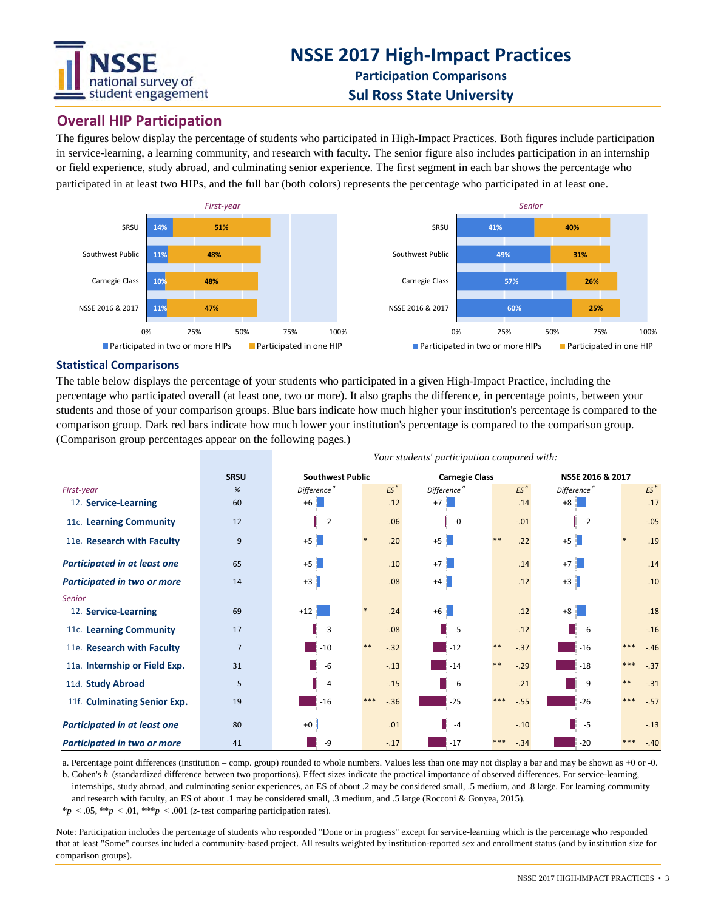# NSSE 2017 High-Impact Practices

**Participation Comparisons**

**Sul Ross State University**

## Overall HIP Participation

The figures below display the percentage of students who participated in High-Impact Practices. Both figures include participation in service-learning, a learning community, and research with faculty. The senior figure also includes participation in an internship or field experience, study abroad, and culminating senior experience. The first segment in each bar shows the percentage who participated in at least two HIPs, and the full bar (both colors) represents the percentage who participated in at least one.

*First-year*

| | Participated in two or more HIPs | Participated in one HIP |
|---|---|---|
| SRSU | 14% | 51% |
| Southwest Public | 11% | 48% |
| Carnegie Class | 10% | 48% |
| NSSE 2016 & 2017 | 11% | 47% |

*Senior*

| | Participated in two or more HIPs | Participated in one HIP |
|---|---|---|
| SRSU | 41% | 40% |
| Southwest Public | 49% | 31% |
| Carnegie Class | 57% | 26% |
| NSSE 2016 & 2017 | 60% | 25% |

## Statistical Comparisons

The table below displays the percentage of your students who participated in a given High-Impact Practice, including the percentage who participated overall (at least one, two or more). It also graphs the difference, in percentage points, between your students and those of your comparison groups. Blue bars indicate how much higher your institution's percentage is compared to the comparison group. Dark red bars indicate how much lower your institution's percentage is compared to the comparison group. (Comparison group percentages appear on the following pages.)

*Your students' participation compared with:*

| | SRSU | Southwest Public | | | Carnegie Class | | | NSSE 2016 & 2017 | | |
|---|---|---|---|---|---|---|---|---|---|---|
| *First-year* | % | Difference[a] | | ES[b] | Difference[a] | | ES[b] | Difference[a] | | ES[b] |
| 12. **Service-Learning** | 60 | +6 | | .12 | +7 | | .14 | +8 | | .17 |
| 11c. **Learning Community** | 12 | -2 | | -.06 | -0 | | -.01 | -2 | | -.05 |
| 11e. **Research with Faculty** | 9 | +5 | * | .20 | +5 | ** | .22 | +5 | * | .19 |
| ***Participated in at least one*** | 65 | +5 | | .10 | +7 | | .14 | +7 | | .14 |
| ***Participated in two or more*** | 14 | +3 | | .08 | +4 | | .12 | +3 | | .10 |
| *Senior* | | | | | | | | | | |
| 12. **Service-Learning** | 69 | +12 | * | .24 | +6 | | .12 | +8 | | .18 |
| 11c. **Learning Community** | 17 | -3 | | -.08 | -5 | | -.12 | -6 | | -.16 |
| 11e. **Research with Faculty** | 7 | -10 | ** | -.32 | -12 | ** | -.37 | -16 | *** | -.46 |
| 11a. **Internship or Field Exp.** | 31 | -6 | | -.13 | -14 | ** | -.29 | -18 | *** | -.37 |
| 11d. **Study Abroad** | 5 | -4 | | -.15 | -6 | | -.21 | -9 | ** | -.31 |
| 11f. **Culminating Senior Exp.** | 19 | -16 | *** | -.36 | -25 | *** | -.55 | -26 | *** | -.57 |
| ***Participated in at least one*** | 80 | +0 | | .01 | -4 | | -.10 | -5 | | -.13 |
| ***Participated in two or more*** | 41 | -9 | | -.17 | -17 | *** | -.34 | -20 | *** | -.40 |

a. Percentage point differences (institution – comp. group) rounded to whole numbers. Values less than one may not display a bar and may be shown as +0 or -0.

b. Cohen's *h* (standardized difference between two proportions). Effect sizes indicate the practical importance of observed differences. For service-learning, internships, study abroad, and culminating senior experiences, an ES of about .2 may be considered small, .5 medium, and .8 large. For learning community and research with faculty, an ES of about .1 may be considered small, .3 medium, and .5 large (Rocconi & Gonyea, 2015).

*$p < .05$, **$p < .01$, ***$p < .001$ (*z*-test comparing participation rates).

Note: Participation includes the percentage of students who responded "Done or in progress" except for service-learning which is the percentage who responded that at least "Some" courses included a community-based project. All results weighted by institution-reported sex and enrollment status (and by institution size for comparison groups).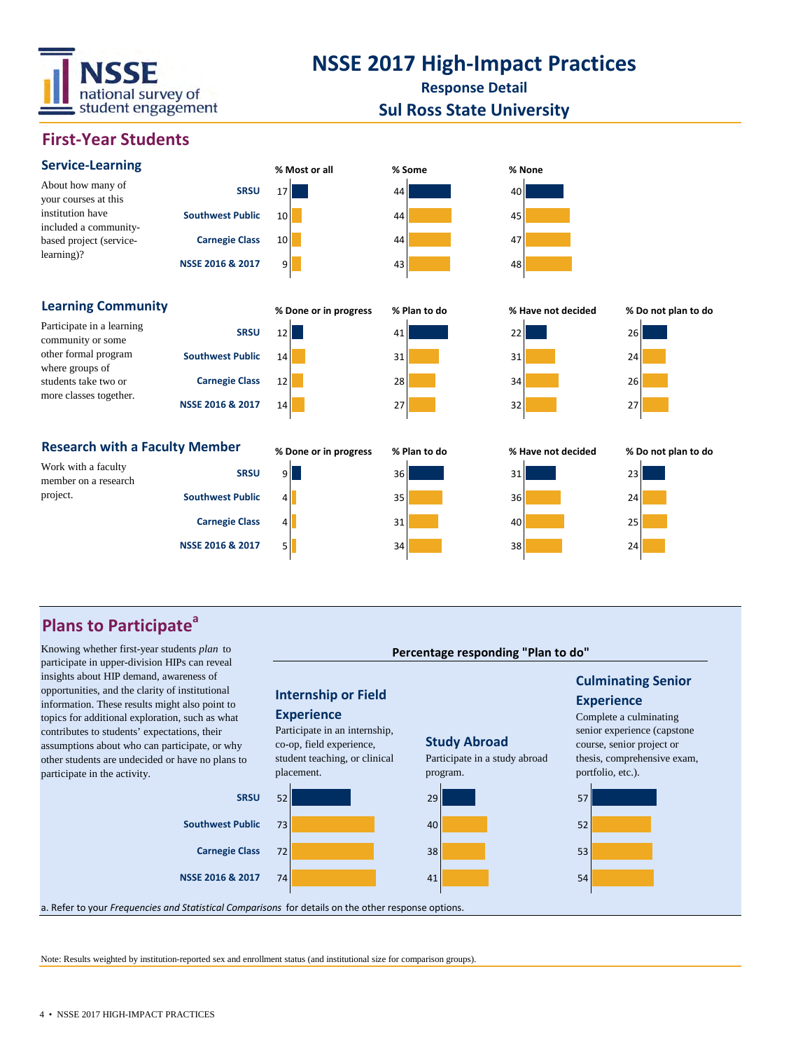# NSSE 2017 High-Impact Practices

**Response Detail**

**Sul Ross State University**

## First-Year Students

### Service-Learning

About how many of your courses at this institution have included a community-based project (service-learning)?

| | % Most or all | % Some | % None |
|---|---|---|---|
| SRSU | 17 | 44 | 40 |
| Southwest Public | 10 | 44 | 45 |
| Carnegie Class | 10 | 44 | 47 |
| NSSE 2016 & 2017 | 9 | 43 | 48 |

### Learning Community

Participate in a learning community or some other formal program where groups of students take two or more classes together.

| | % Done or in progress | % Plan to do | % Have not decided | % Do not plan to do |
|---|---|---|---|---|
| SRSU | 12 | 41 | 22 | 26 |
| Southwest Public | 14 | 31 | 31 | 24 |
| Carnegie Class | 12 | 28 | 34 | 26 |
| NSSE 2016 & 2017 | 14 | 27 | 32 | 27 |

### Research with a Faculty Member

Work with a faculty member on a research project.

| | % Done or in progress | % Plan to do | % Have not decided | % Do not plan to do |
|---|---|---|---|---|
| SRSU | 9 | 36 | 31 | 23 |
| Southwest Public | 4 | 35 | 36 | 24 |
| Carnegie Class | 4 | 31 | 40 | 25 |
| NSSE 2016 & 2017 | 5 | 34 | 38 | 24 |

## Plans to Participate[a]

Knowing whether first-year students *plan* to participate in upper-division HIPs can reveal insights about HIP demand, awareness of opportunities, and the clarity of institutional information. These results might also point to topics for additional exploration, such as what contributes to students' expectations, their assumptions about who can participate, or why other students are undecided or have no plans to participate in the activity.

**Percentage responding "Plan to do"**

**Internship or Field Experience**: Participate in an internship, co-op, field experience, student teaching, or clinical placement.

**Study Abroad**: Participate in a study abroad program.

**Culminating Senior Experience**: Complete a culminating senior experience (capstone course, senior project or thesis, comprehensive exam, portfolio, etc.).

| | Internship or Field Experience | Study Abroad | Culminating Senior Experience |
|---|---|---|---|
| SRSU | 52 | 29 | 57 |
| Southwest Public | 73 | 40 | 52 |
| Carnegie Class | 72 | 38 | 53 |
| NSSE 2016 & 2017 | 74 | 41 | 54 |

a. Refer to your *Frequencies and Statistical Comparisons* for details on the other response options.

Note: Results weighted by institution-reported sex and enrollment status (and institutional size for comparison groups).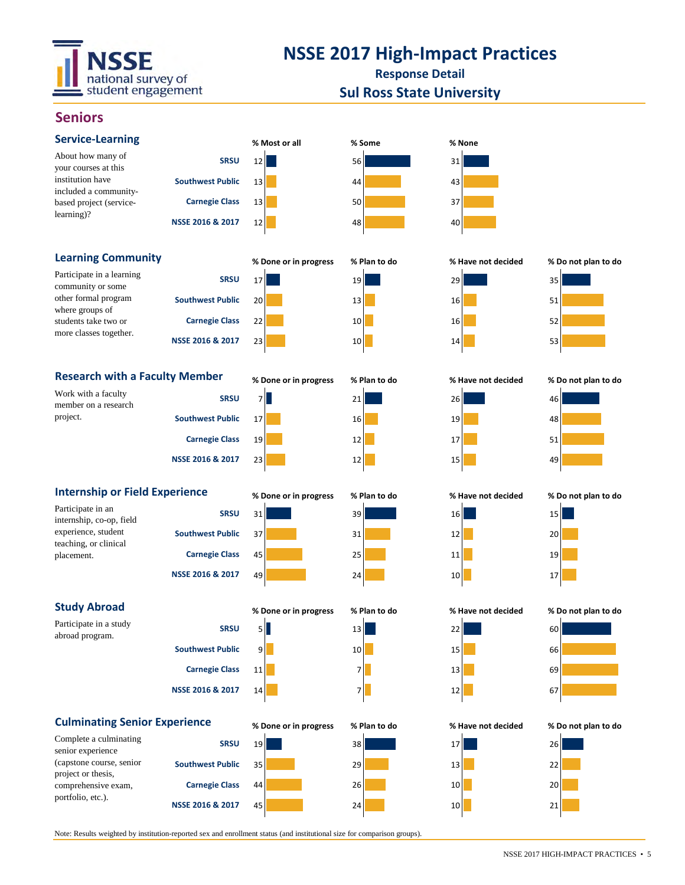# NSSE 2017 High-Impact Practices

**Response Detail**

**Sul Ross State University**

## Seniors

### Service-Learning

About how many of your courses at this institution have included a community-based project (service-learning)?

| | % Most or all | % Some | % None |
|---|---|---|---|
| SRSU | 12 | 56 | 31 |
| Southwest Public | 13 | 44 | 43 |
| Carnegie Class | 13 | 50 | 37 |
| NSSE 2016 & 2017 | 12 | 48 | 40 |

### Learning Community

Participate in a learning community or some other formal program where groups of students take two or more classes together.

| | % Done or in progress | % Plan to do | % Have not decided | % Do not plan to do |
|---|---|---|---|---|
| SRSU | 17 | 19 | 29 | 35 |
| Southwest Public | 20 | 13 | 16 | 51 |
| Carnegie Class | 22 | 10 | 16 | 52 |
| NSSE 2016 & 2017 | 23 | 10 | 14 | 53 |

### Research with a Faculty Member

Work with a faculty member on a research project.

| | % Done or in progress | % Plan to do | % Have not decided | % Do not plan to do |
|---|---|---|---|---|
| SRSU | 7 | 21 | 26 | 46 |
| Southwest Public | 17 | 16 | 19 | 48 |
| Carnegie Class | 19 | 12 | 17 | 51 |
| NSSE 2016 & 2017 | 23 | 12 | 15 | 49 |

### Internship or Field Experience

Participate in an internship, co-op, field experience, student teaching, or clinical placement.

| | % Done or in progress | % Plan to do | % Have not decided | % Do not plan to do |
|---|---|---|---|---|
| SRSU | 31 | 39 | 16 | 15 |
| Southwest Public | 37 | 31 | 12 | 20 |
| Carnegie Class | 45 | 25 | 11 | 19 |
| NSSE 2016 & 2017 | 49 | 24 | 10 | 17 |

### Study Abroad

Participate in a study abroad program.

| | % Done or in progress | % Plan to do | % Have not decided | % Do not plan to do |
|---|---|---|---|---|
| SRSU | 5 | 13 | 22 | 60 |
| Southwest Public | 9 | 10 | 15 | 66 |
| Carnegie Class | 11 | 7 | 13 | 69 |
| NSSE 2016 & 2017 | 14 | 7 | 12 | 67 |

### Culminating Senior Experience

Complete a culminating senior experience (capstone course, senior project or thesis, comprehensive exam, portfolio, etc.).

| | % Done or in progress | % Plan to do | % Have not decided | % Do not plan to do |
|---|---|---|---|---|
| SRSU | 19 | 38 | 17 | 26 |
| Southwest Public | 35 | 29 | 13 | 22 |
| Carnegie Class | 44 | 26 | 10 | 20 |
| NSSE 2016 & 2017 | 45 | 24 | 10 | 21 |

Note: Results weighted by institution-reported sex and enrollment status (and institutional size for comparison groups).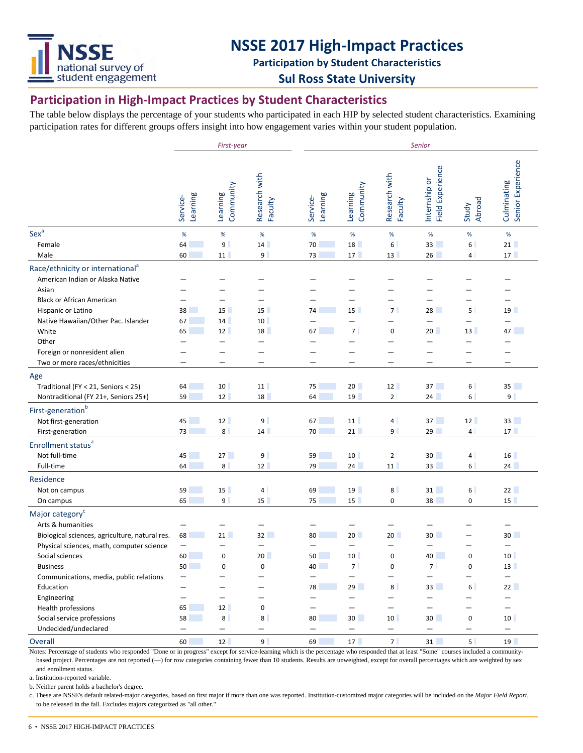# NSSE 2017 High-Impact Practices

**Participation by Student Characteristics**

**Sul Ross State University**

## Participation in High-Impact Practices by Student Characteristics

The table below displays the percentage of your students who participated in each HIP by selected student characteristics. Examining participation rates for different groups offers insight into how engagement varies within your student population.

| | *First-year* | | | *Senior* | | | | | |
|---|---|---|---|---|---|---|---|---|---|
| | Service-Learning | Learning Community | Research with Faculty | Service-Learning | Learning Community | Research with Faculty | Internship or Field Experience | Study Abroad | Culminating Senior Experience |
| **Sex**[a] | % | % | % | % | % | % | % | % | % |
| Female | 64 | 9 | 14 | 70 | 18 | 6 | 33 | 6 | 21 |
| Male | 60 | 11 | 9 | 73 | 17 | 13 | 26 | 4 | 17 |
| **Race/ethnicity or international**[a] | | | | | | | | | |
| American Indian or Alaska Native | — | — | — | — | — | — | — | — | — |
| Asian | — | — | — | — | — | — | — | — | — |
| Black or African American | — | — | — | — | — | — | — | — | — |
| Hispanic or Latino | 38 | 15 | 15 | 74 | 15 | 7 | 28 | 5 | 19 |
| Native Hawaiian/Other Pac. Islander | 67 | 14 | 10 | — | — | — | — | — | — |
| White | 65 | 12 | 18 | 67 | 7 | 0 | 20 | 13 | 47 |
| Other | — | — | — | — | — | — | — | — | — |
| Foreign or nonresident alien | — | — | — | — | — | — | — | — | — |
| Two or more races/ethnicities | — | — | — | — | — | — | — | — | — |
| **Age** | | | | | | | | | |
| Traditional (FY < 21, Seniors < 25) | 64 | 10 | 11 | 75 | 20 | 12 | 37 | 6 | 35 |
| Nontraditional (FY 21+, Seniors 25+) | 59 | 12 | 18 | 64 | 19 | 2 | 24 | 6 | 9 |
| **First-generation**[b] | | | | | | | | | |
| Not first-generation | 45 | 12 | 9 | 67 | 11 | 4 | 37 | 12 | 33 |
| First-generation | 73 | 8 | 14 | 70 | 21 | 9 | 29 | 4 | 17 |
| **Enrollment status**[a] | | | | | | | | | |
| Not full-time | 45 | 27 | 9 | 59 | 10 | 2 | 30 | 4 | 16 |
| Full-time | 64 | 8 | 12 | 79 | 24 | 11 | 33 | 6 | 24 |
| **Residence** | | | | | | | | | |
| Not on campus | 59 | 15 | 4 | 69 | 19 | 8 | 31 | 6 | 22 |
| On campus | 65 | 9 | 15 | 75 | 15 | 0 | 38 | 0 | 15 |
| **Major category**[c] | | | | | | | | | |
| Arts & humanities | — | — | — | — | — | — | — | — | — |
| Biological sciences, agriculture, natural res. | 68 | 21 | 32 | 80 | 20 | 20 | 30 | — | 30 |
| Physical sciences, math, computer science | — | — | — | — | — | — | — | — | — |
| Social sciences | 60 | 0 | 20 | 50 | 10 | 0 | 40 | 0 | 10 |
| Business | 50 | 0 | 0 | 40 | 7 | 0 | 7 | 0 | 13 |
| Communications, media, public relations | — | — | — | — | — | — | — | — | — |
| Education | — | — | — | 78 | 29 | 8 | 33 | 6 | 22 |
| Engineering | — | — | — | — | — | — | — | — | — |
| Health professions | 65 | 12 | 0 | — | — | — | — | — | — |
| Social service professions | 58 | 8 | 8 | 80 | 30 | 10 | 30 | 0 | 10 |
| Undecided/undeclared | — | — | — | — | — | — | — | — | — |
| **Overall** | 60 | 12 | 9 | 69 | 17 | 7 | 31 | 5 | 19 |

Notes: Percentage of students who responded "Done or in progress" except for service-learning which is the percentage who responded that at least "Some" courses included a community-based project. Percentages are not reported (—) for row categories containing fewer than 10 students. Results are unweighted, except for overall percentages which are weighted by sex and enrollment status.

a. Institution-reported variable.

b. Neither parent holds a bachelor's degree.

c. These are NSSE's default related-major categories, based on first major if more than one was reported. Institution-customized major categories will be included on the *Major Field Report*, to be released in the fall. Excludes majors categorized as "all other."